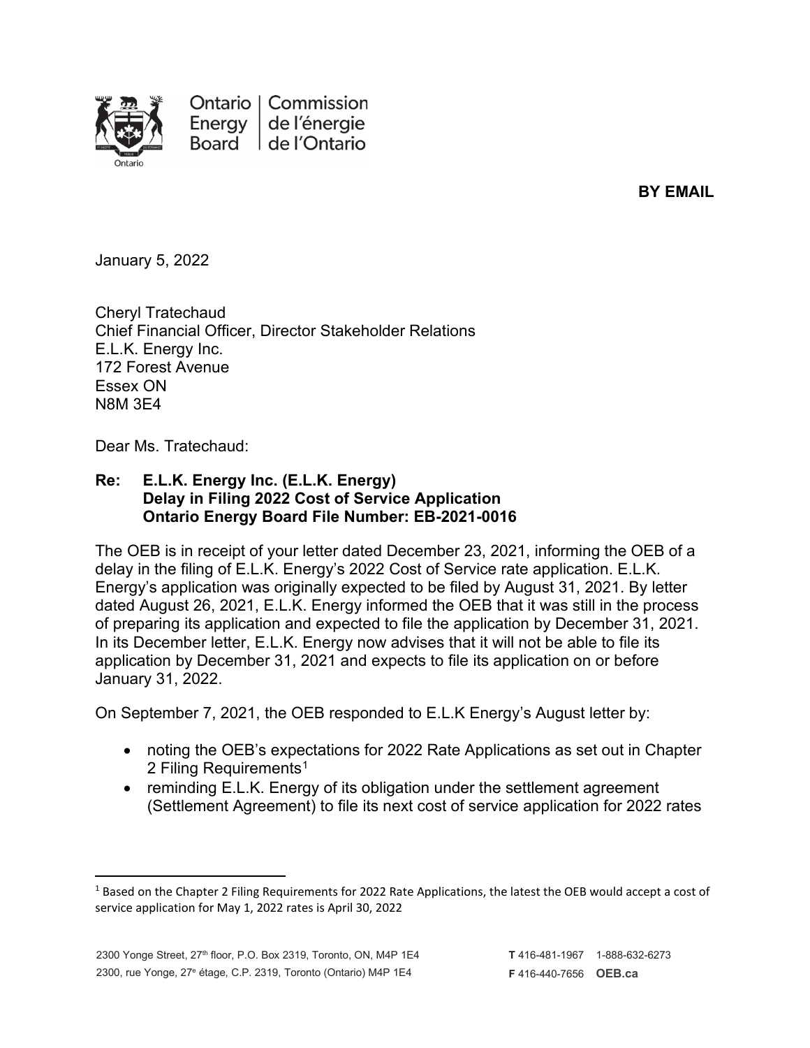Ontario Energy Board | Commission de l'énergie de l'Ontario

**BY EMAIL**

January 5, 2022

Cheryl Tratechaud
Chief Financial Officer, Director Stakeholder Relations
E.L.K. Energy Inc.
172 Forest Avenue
Essex ON
N8M 3E4

Dear Ms. Tratechaud:

**Re: E.L.K. Energy Inc. (E.L.K. Energy)**
**Delay in Filing 2022 Cost of Service Application**
**Ontario Energy Board File Number: EB-2021-0016**

The OEB is in receipt of your letter dated December 23, 2021, informing the OEB of a delay in the filing of E.L.K. Energy's 2022 Cost of Service rate application. E.L.K. Energy's application was originally expected to be filed by August 31, 2021. By letter dated August 26, 2021, E.L.K. Energy informed the OEB that it was still in the process of preparing its application and expected to file the application by December 31, 2021. In its December letter, E.L.K. Energy now advises that it will not be able to file its application by December 31, 2021 and expects to file its application on or before January 31, 2022.

On September 7, 2021, the OEB responded to E.L.K Energy's August letter by:

- noting the OEB's expectations for 2022 Rate Applications as set out in Chapter 2 Filing Requirements[1]
- reminding E.L.K. Energy of its obligation under the settlement agreement (Settlement Agreement) to file its next cost of service application for 2022 rates

---

[1] Based on the Chapter 2 Filing Requirements for 2022 Rate Applications, the latest the OEB would accept a cost of service application for May 1, 2022 rates is April 30, 2022

2300 Yonge Street, 27th floor, P.O. Box 2319, Toronto, ON, M4P 1E4
2300, rue Yonge, 27e étage, C.P. 2319, Toronto (Ontario) M4P 1E4
T 416-481-1967 1-888-632-6273
F 416-440-7656 OEB.ca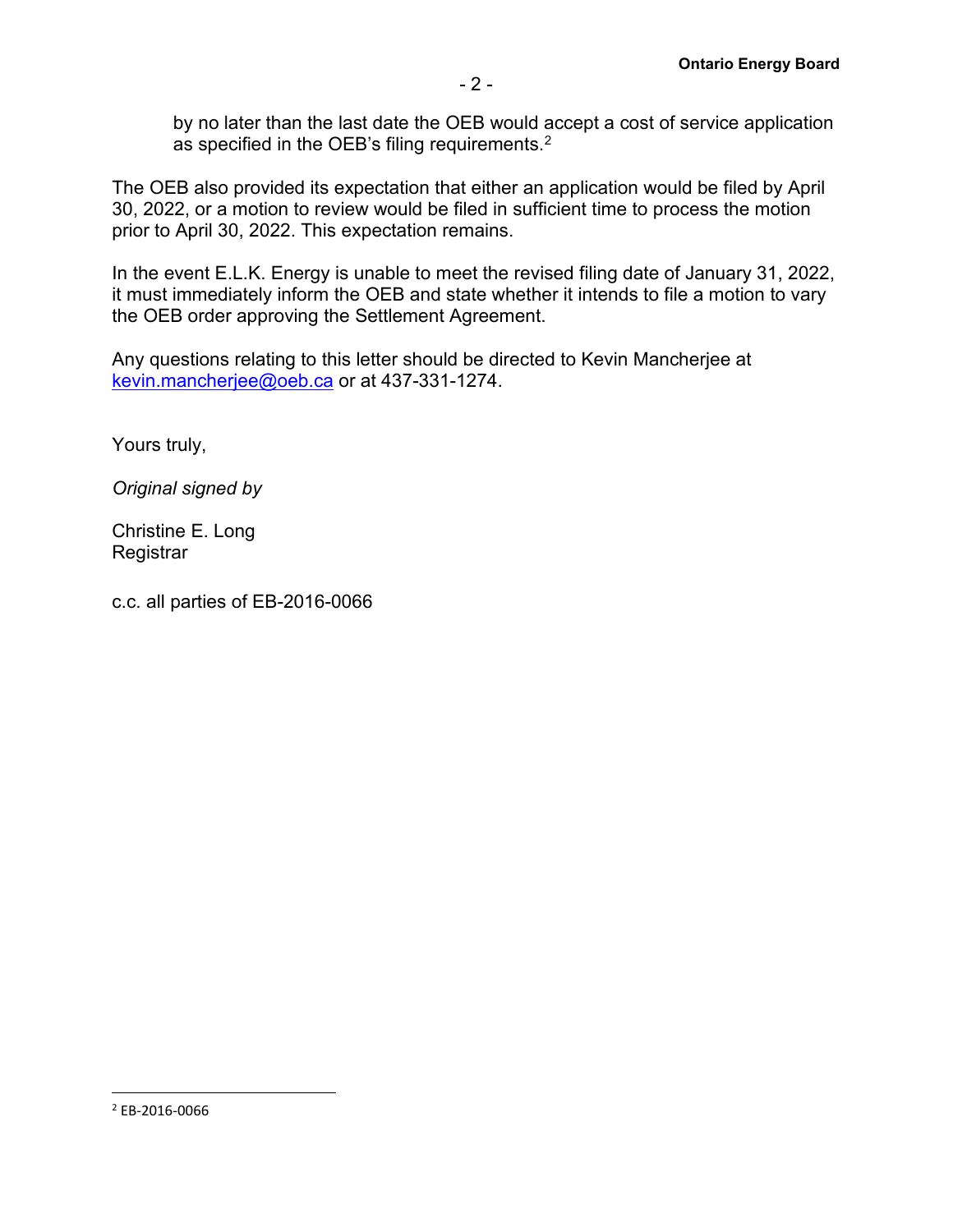by no later than the last date the OEB would accept a cost of service application as specified in the OEB's filing requirements.[2]

The OEB also provided its expectation that either an application would be filed by April 30, 2022, or a motion to review would be filed in sufficient time to process the motion prior to April 30, 2022. This expectation remains.

In the event E.L.K. Energy is unable to meet the revised filing date of January 31, 2022, it must immediately inform the OEB and state whether it intends to file a motion to vary the OEB order approving the Settlement Agreement.

Any questions relating to this letter should be directed to Kevin Mancherjee at kevin.mancherjee@oeb.ca or at 437-331-1274.

Yours truly,

*Original signed by*

Christine E. Long
Registrar

c.c. all parties of EB-2016-0066

---

[2] EB-2016-0066